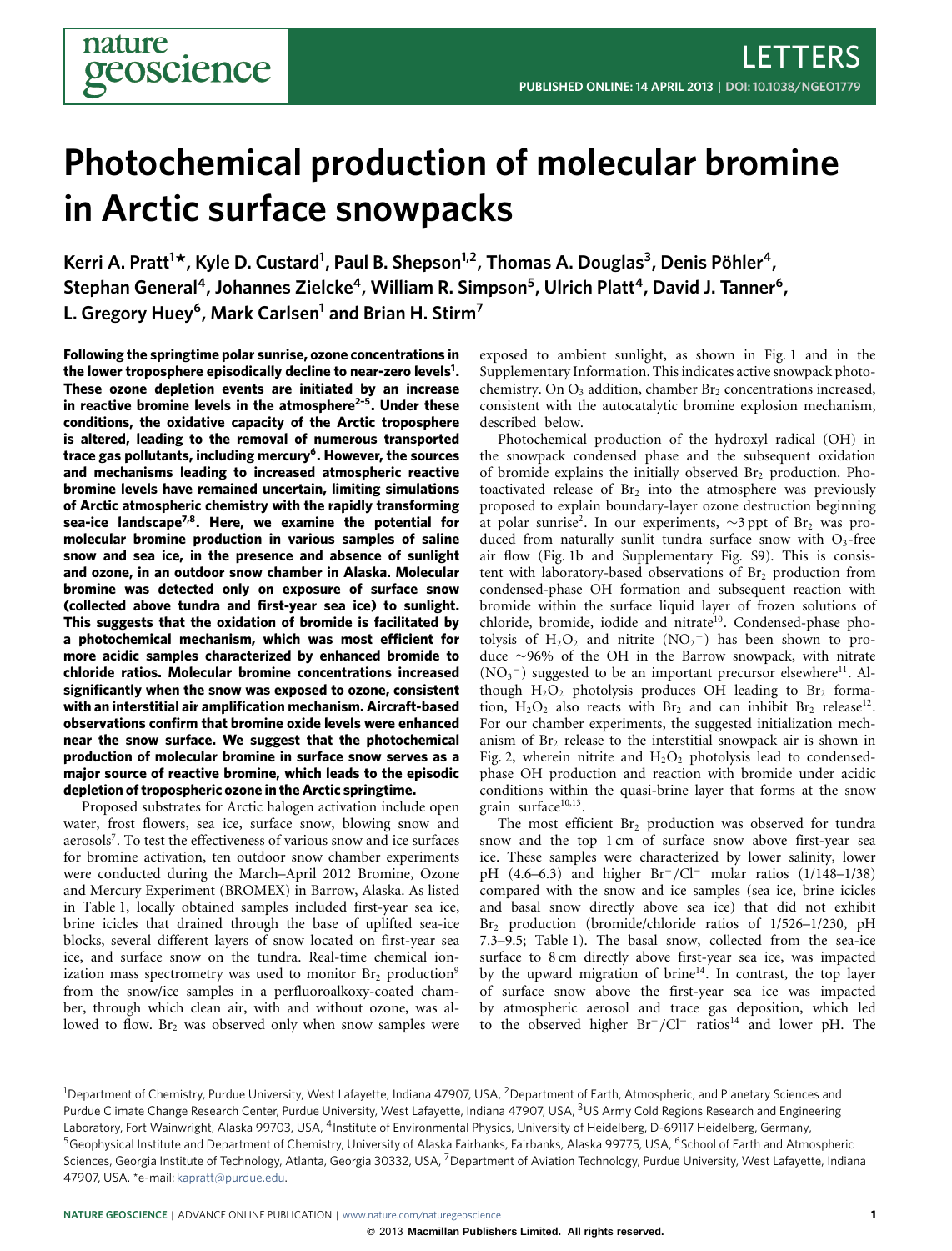# Photochemical production of molecular bromine in Arctic surface snowpacks

**Kerri A. Pratt[1]*, Kyle D. Custard[1], Paul B. Shepson[1,2], Thomas A. Douglas[3], Denis Pöhler[4], Stephan General[4], Johannes Zielcke[4], William R. Simpson[5], Ulrich Platt[4], David J. Tanner[6], L. Gregory Huey[6], Mark Carlsen[1] and Brian H. Stirm[7]**

**Following the springtime polar sunrise, ozone concentrations in the lower troposphere episodically decline to near-zero levels[1]. These ozone depletion events are initiated by an increase in reactive bromine levels in the atmosphere[2–5]. Under these conditions, the oxidative capacity of the Arctic troposphere is altered, leading to the removal of numerous transported trace gas pollutants, including mercury[6]. However, the sources and mechanisms leading to increased atmospheric reactive bromine levels have remained uncertain, limiting simulations of Arctic atmospheric chemistry with the rapidly transforming sea-ice landscape[7,8]. Here, we examine the potential for molecular bromine production in various samples of saline snow and sea ice, in the presence and absence of sunlight and ozone, in an outdoor snow chamber in Alaska. Molecular bromine was detected only on exposure of surface snow (collected above tundra and first-year sea ice) to sunlight. This suggests that the oxidation of bromide is facilitated by a photochemical mechanism, which was most efficient for more acidic samples characterized by enhanced bromide to chloride ratios. Molecular bromine concentrations increased significantly when the snow was exposed to ozone, consistent with an interstitial air amplification mechanism. Aircraft-based observations confirm that bromine oxide levels were enhanced near the snow surface. We suggest that the photochemical production of molecular bromine in surface snow serves as a major source of reactive bromine, which leads to the episodic depletion of tropospheric ozone in the Arctic springtime.**

Proposed substrates for Arctic halogen activation include open water, frost flowers, sea ice, surface snow, blowing snow and aerosols[7]. To test the effectiveness of various snow and ice surfaces for bromine activation, ten outdoor snow chamber experiments were conducted during the March–April 2012 Bromine, Ozone and Mercury Experiment (BROMEX) in Barrow, Alaska. As listed in Table 1, locally obtained samples included first-year sea ice, brine icicles that drained through the base of uplifted sea-ice blocks, several different layers of snow located on first-year sea ice, and surface snow on the tundra. Real-time chemical ionization mass spectrometry was used to monitor $Br_2$ production[9] from the snow/ice samples in a perfluoroalkoxy-coated chamber, through which clean air, with and without ozone, was allowed to flow. $Br_2$ was observed only when snow samples were exposed to ambient sunlight, as shown in Fig. 1 and in the Supplementary Information. This indicates active snowpack photochemistry. On $O_3$ addition, chamber $Br_2$ concentrations increased, consistent with the autocatalytic bromine explosion mechanism, described below.

Photochemical production of the hydroxyl radical (OH) in the snowpack condensed phase and the subsequent oxidation of bromide explains the initially observed $Br_2$ production. Photoactivated release of $Br_2$ into the atmosphere was previously proposed to explain boundary-layer ozone destruction beginning at polar sunrise[2]. In our experiments, ~3 ppt of $Br_2$ was produced from naturally sunlit tundra surface snow with $O_3$-free air flow (Fig. 1b and Supplementary Fig. S9). This is consistent with laboratory-based observations of $Br_2$ production from condensed-phase OH formation and subsequent reaction with bromide within the surface liquid layer of frozen solutions of chloride, bromide, iodide and nitrate[10]. Condensed-phase photolysis of $H_2O_2$ and nitrite ($NO_2^-$) has been shown to produce ~96% of the OH in the Barrow snowpack, with nitrate ($NO_3^-$) suggested to be an important precursor elsewhere[11]. Although $H_2O_2$ photolysis produces OH leading to $Br_2$ formation, $H_2O_2$ also reacts with $Br_2$ and can inhibit $Br_2$ release[12]. For our chamber experiments, the suggested initialization mechanism of $Br_2$ release to the interstitial snowpack air is shown in Fig. 2, wherein nitrite and $H_2O_2$ photolysis lead to condensed-phase OH production and reaction with bromide under acidic conditions within the quasi-brine layer that forms at the snow grain surface[10,13].

The most efficient $Br_2$ production was observed for tundra snow and the top 1 cm of surface snow above first-year sea ice. These samples were characterized by lower salinity, lower pH (4.6–6.3) and higher $Br^-/Cl^-$ molar ratios (1/148–1/38) compared with the snow and ice samples (sea ice, brine icicles and basal snow directly above sea ice) that did not exhibit $Br_2$ production (bromide/chloride ratios of 1/526–1/230, pH 7.3–9.5; Table 1). The basal snow, collected from the sea-ice surface to 8 cm directly above first-year sea ice, was impacted by the upward migration of brine[14]. In contrast, the top layer of surface snow above the first-year sea ice was impacted by atmospheric aerosol and trace gas deposition, which led to the observed higher $Br^-/Cl^-$ ratios[14] and lower pH. The

---

[1]Department of Chemistry, Purdue University, West Lafayette, Indiana 47907, USA, [2]Department of Earth, Atmospheric, and Planetary Sciences and Purdue Climate Change Research Center, Purdue University, West Lafayette, Indiana 47907, USA, [3]US Army Cold Regions Research and Engineering Laboratory, Fort Wainwright, Alaska 99703, USA, [4]Institute of Environmental Physics, University of Heidelberg, D-69117 Heidelberg, Germany, [5]Geophysical Institute and Department of Chemistry, University of Alaska Fairbanks, Fairbanks, Alaska 99775, USA, [6]School of Earth and Atmospheric Sciences, Georgia Institute of Technology, Atlanta, Georgia 30332, USA, [7]Department of Aviation Technology, Purdue University, West Lafayette, Indiana 47907, USA. *e-mail: kapratt@purdue.edu.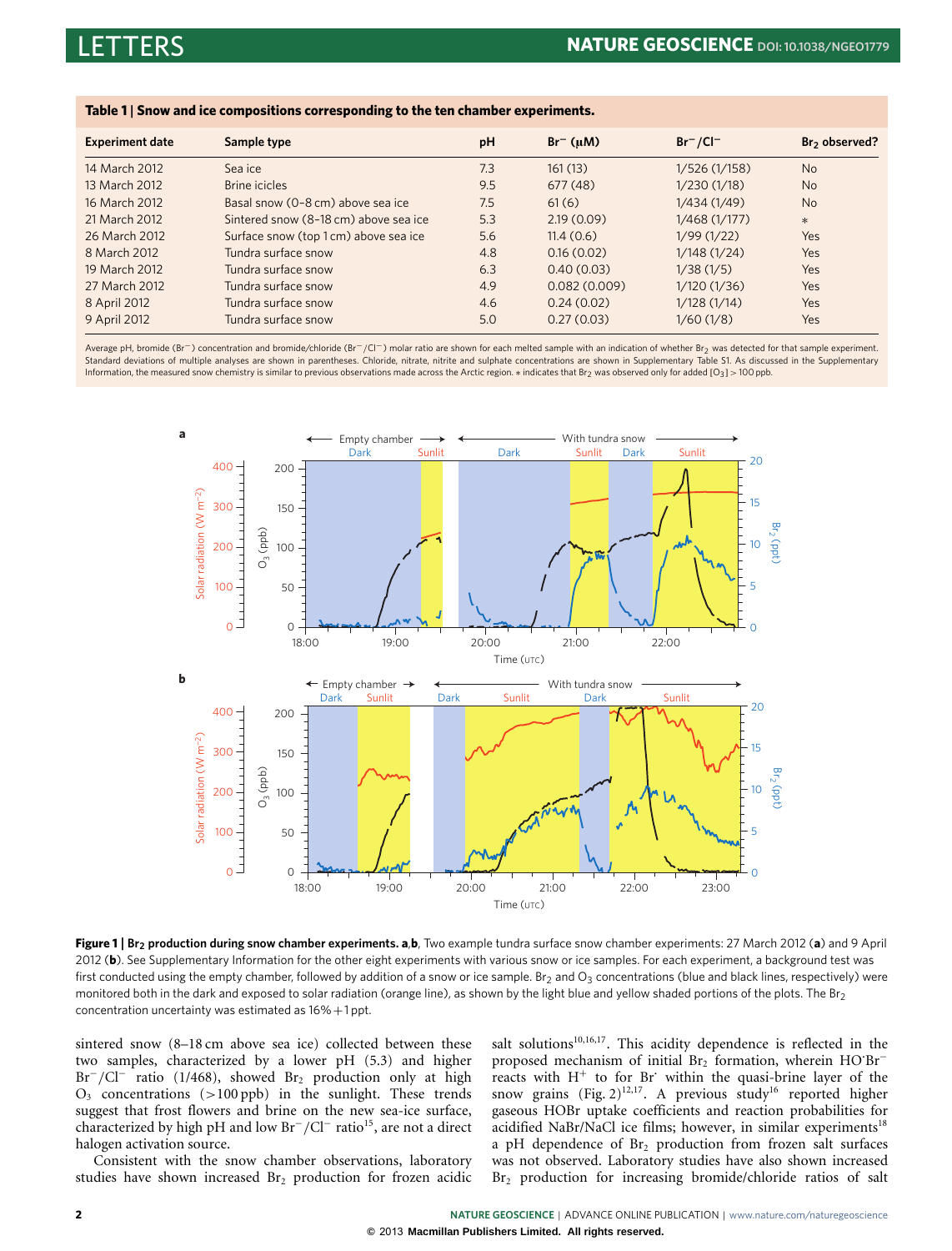**Table 1 | Snow and ice compositions corresponding to the ten chamber experiments.**

| Experiment date | Sample type | pH | $Br^-$ (μM) | $Br^-/Cl^-$ | $Br_2$ observed? |
|---|---|---|---|---|---|
| 14 March 2012 | Sea ice | 7.3 | 161 (13) | 1/526 (1/158) | No |
| 13 March 2012 | Brine icicles | 9.5 | 677 (48) | 1/230 (1/18) | No |
| 16 March 2012 | Basal snow (0–8 cm) above sea ice | 7.5 | 61 (6) | 1/434 (1/49) | No |
| 21 March 2012 | Sintered snow (8–18 cm) above sea ice | 5.3 | 2.19 (0.09) | 1/468 (1/177) | * |
| 26 March 2012 | Surface snow (top 1 cm) above sea ice | 5.6 | 11.4 (0.6) | 1/99 (1/22) | Yes |
| 8 March 2012 | Tundra surface snow | 4.8 | 0.16 (0.02) | 1/148 (1/24) | Yes |
| 19 March 2012 | Tundra surface snow | 6.3 | 0.40 (0.03) | 1/38 (1/5) | Yes |
| 27 March 2012 | Tundra surface snow | 4.9 | 0.082 (0.009) | 1/120 (1/36) | Yes |
| 8 April 2012 | Tundra surface snow | 4.6 | 0.24 (0.02) | 1/128 (1/14) | Yes |
| 9 April 2012 | Tundra surface snow | 5.0 | 0.27 (0.03) | 1/60 (1/8) | Yes |

Average pH, bromide ($Br^-$) concentration and bromide/chloride ($Br^-/Cl^-$) molar ratio are shown for each melted sample with an indication of whether $Br_2$ was detected for that sample experiment. Standard deviations of multiple analyses are shown in parentheses. Chloride, nitrate, nitrite and sulphate concentrations are shown in Supplementary Table S1. As discussed in the Supplementary Information, the measured snow chemistry is similar to previous observations made across the Arctic region. * indicates that $Br_2$ was observed only for added [$O_3$] > 100 ppb.

**Figure 1 | $Br_2$ production during snow chamber experiments. a,b**, Two example tundra surface snow chamber experiments: 27 March 2012 (**a**) and 9 April 2012 (**b**). See Supplementary Information for the other eight experiments with various snow or ice samples. For each experiment, a background test was first conducted using the empty chamber, followed by addition of a snow or ice sample. $Br_2$ and $O_3$ concentrations (blue and black lines, respectively) were monitored both in the dark and exposed to solar radiation (orange line), as shown by the light blue and yellow shaded portions of the plots. The $Br_2$ concentration uncertainty was estimated as 16% + 1 ppt.

sintered snow (8–18 cm above sea ice) collected between these two samples, characterized by a lower pH (5.3) and higher $Br^-/Cl^-$ ratio (1/468), showed $Br_2$ production only at high $O_3$ concentrations (>100 ppb) in the sunlight. These trends suggest that frost flowers and brine on the new sea-ice surface, characterized by high pH and low $Br^-/Cl^-$ ratio[15], are not a direct halogen activation source.

Consistent with the snow chamber observations, laboratory studies have shown increased $Br_2$ production for frozen acidic salt solutions[10,16,17]. This acidity dependence is reflected in the proposed mechanism of initial $Br_2$ formation, wherein $HO^{\cdot}Br^-$ reacts with $H^+$ to for $Br^{\cdot}$ within the quasi-brine layer of the snow grains (Fig. 2)[12,17]. A previous study[16] reported higher gaseous HOBr uptake coefficients and reaction probabilities for acidified NaBr/NaCl ice films; however, in similar experiments[18] a pH dependence of $Br_2$ production from frozen salt surfaces was not observed. Laboratory studies have also shown increased $Br_2$ production for increasing bromide/chloride ratios of salt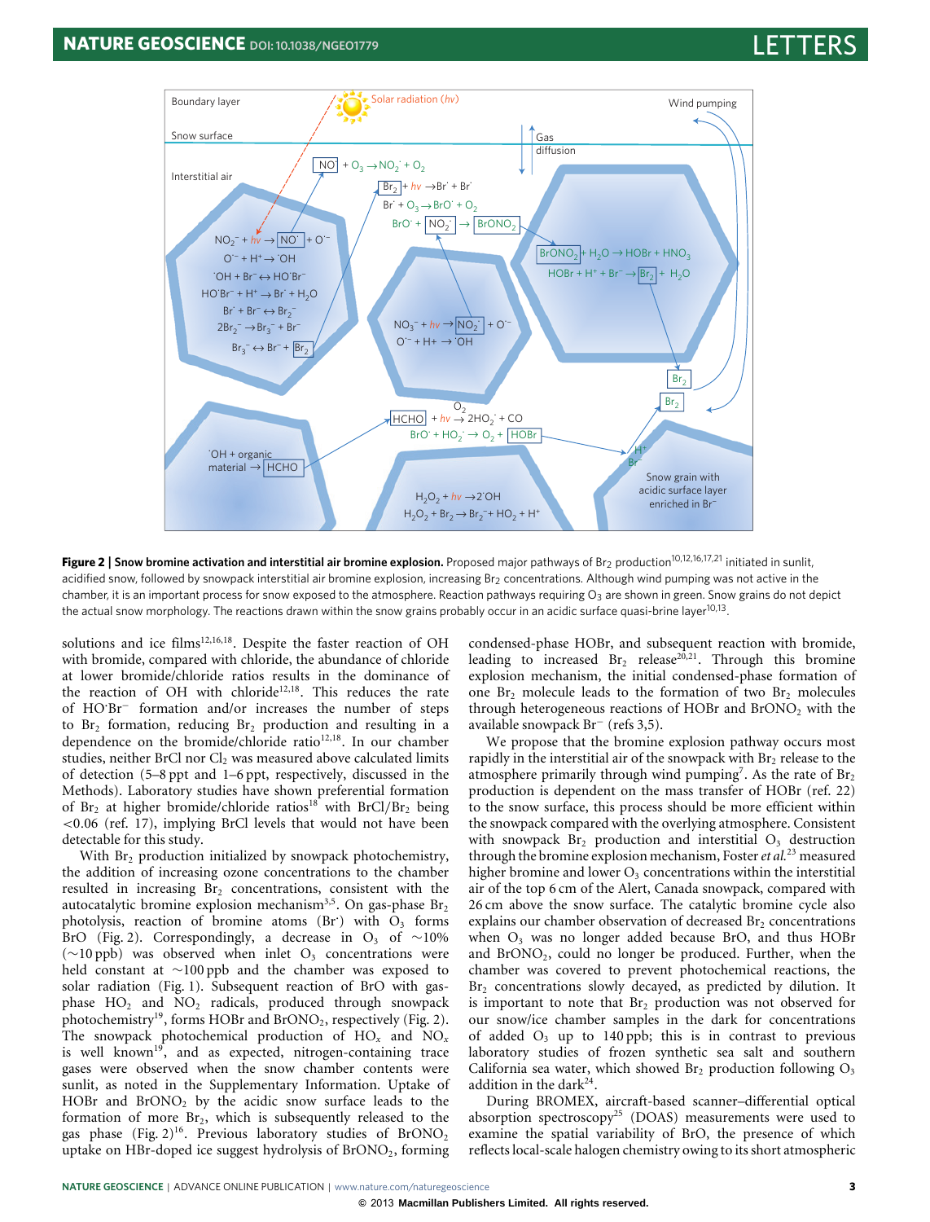**Figure 2 | Snow bromine activation and interstitial air bromine explosion.** Proposed major pathways of $Br_2$ production[10,12,16,17,21] initiated in sunlit, acidified snow, followed by snowpack interstitial air bromine explosion, increasing $Br_2$ concentrations. Although wind pumping was not active in the chamber, it is an important process for snow exposed to the atmosphere. Reaction pathways requiring $O_3$ are shown in green. Snow grains do not depict the actual snow morphology. The reactions drawn within the snow grains probably occur in an acidic surface quasi-brine layer[10,13].

solutions and ice films[12,16,18]. Despite the faster reaction of OH with bromide, compared with chloride, the abundance of chloride at lower bromide/chloride ratios results in the dominance of the reaction of OH with chloride[12,18]. This reduces the rate of $HO^{\cdot}Br^-$ formation and/or increases the number of steps to $Br_2$ formation, reducing $Br_2$ production and resulting in a dependence on the bromide/chloride ratio[12,18]. In our chamber studies, neither BrCl nor $Cl_2$ was measured above calculated limits of detection (5–8 ppt and 1–6 ppt, respectively, discussed in the Methods). Laboratory studies have shown preferential formation of $Br_2$ at higher bromide/chloride ratios[18] with $BrCl/Br_2$ being $<0.06$ (ref. 17), implying BrCl levels that would not have been detectable for this study.

With $Br_2$ production initialized by snowpack photochemistry, the addition of increasing ozone concentrations to the chamber resulted in increasing $Br_2$ concentrations, consistent with the autocatalytic bromine explosion mechanism[3,5]. On gas-phase $Br_2$ photolysis, reaction of bromine atoms ($Br^{\cdot}$) with $O_3$ forms BrO (Fig. 2). Correspondingly, a decrease in $O_3$ of $\sim$10% ($\sim$10 ppb) was observed when inlet $O_3$ concentrations were held constant at $\sim$100 ppb and the chamber was exposed to solar radiation (Fig. 1). Subsequent reaction of BrO with gas-phase $HO_2$ and $NO_2$ radicals, produced through snowpack photochemistry[19], forms HOBr and $BrONO_2$, respectively (Fig. 2). The snowpack photochemical production of $HO_x$ and $NO_x$ is well known[19], and as expected, nitrogen-containing trace gases were observed when the snow chamber contents were sunlit, as noted in the Supplementary Information. Uptake of HOBr and $BrONO_2$ by the acidic snow surface leads to the formation of more $Br_2$, which is subsequently released to the gas phase (Fig. 2)[16]. Previous laboratory studies of $BrONO_2$ uptake on HBr-doped ice suggest hydrolysis of $BrONO_2$, forming condensed-phase HOBr, and subsequent reaction with bromide, leading to increased $Br_2$ release[20,21]. Through this bromine explosion mechanism, the initial condensed-phase formation of one $Br_2$ molecule leads to the formation of two $Br_2$ molecules through heterogeneous reactions of HOBr and $BrONO_2$ with the available snowpack $Br^-$ (refs 3,5).

We propose that the bromine explosion pathway occurs most rapidly in the interstitial air of the snowpack with $Br_2$ release to the atmosphere primarily through wind pumping[7]. As the rate of $Br_2$ production is dependent on the mass transfer of HOBr (ref. 22) to the snow surface, this process should be more efficient within the snowpack compared with the overlying atmosphere. Consistent with snowpack $Br_2$ production and interstitial $O_3$ destruction through the bromine explosion mechanism, Foster *et al.*[23] measured higher bromine and lower $O_3$ concentrations within the interstitial air of the top 6 cm of the Alert, Canada snowpack, compared with 26 cm above the snow surface. The catalytic bromine cycle also explains our chamber observation of decreased $Br_2$ concentrations when $O_3$ was no longer added because BrO, and thus HOBr and $BrONO_2$, could no longer be produced. Further, when the chamber was covered to prevent photochemical reactions, the $Br_2$ concentrations slowly decayed, as predicted by dilution. It is important to note that $Br_2$ production was not observed for our snow/ice chamber samples in the dark for concentrations of added $O_3$ up to 140 ppb; this is in contrast to previous laboratory studies of frozen synthetic sea salt and southern California sea water, which showed $Br_2$ production following $O_3$ addition in the dark[24].

During BROMEX, aircraft-based scanner–differential optical absorption spectroscopy[25] (DOAS) measurements were used to examine the spatial variability of BrO, the presence of which reflects local-scale halogen chemistry owing to its short atmospheric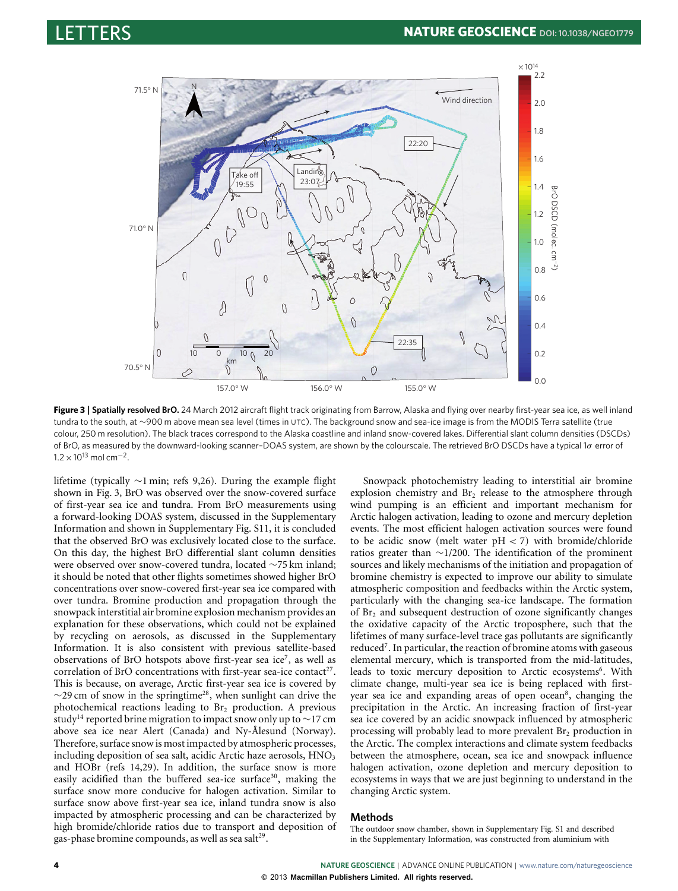**Figure 3 | Spatially resolved BrO.** 24 March 2012 aircraft flight track originating from Barrow, Alaska and flying over nearby first-year sea ice, as well inland tundra to the south, at ~900 m above mean sea level (times in UTC). The background snow and sea-ice image is from the MODIS Terra satellite (true colour, 250 m resolution). The black traces correspond to the Alaska coastline and inland snow-covered lakes. Differential slant column densities (DSCDs) of BrO, as measured by the downward-looking scanner–DOAS system, are shown by the colourscale. The retrieved BrO DSCDs have a typical 1$\sigma$ error of $1.2 \times 10^{13}$ mol cm$^{-2}$.

lifetime (typically ~1 min; refs 9,26). During the example flight shown in Fig. 3, BrO was observed over the snow-covered surface of first-year sea ice and tundra. From BrO measurements using a forward-looking DOAS system, discussed in the Supplementary Information and shown in Supplementary Fig. S11, it is concluded that the observed BrO was exclusively located close to the surface. On this day, the highest BrO differential slant column densities were observed over snow-covered tundra, located ~75 km inland; it should be noted that other flights sometimes showed higher BrO concentrations over snow-covered first-year sea ice compared with over tundra. Bromine production and propagation through the snowpack interstitial air bromine explosion mechanism provides an explanation for these observations, which could not be explained by recycling on aerosols, as discussed in the Supplementary Information. It is also consistent with previous satellite-based observations of BrO hotspots above first-year sea ice[7], as well as correlation of BrO concentrations with first-year sea-ice contact[27]. This is because, on average, Arctic first-year sea ice is covered by ~29 cm of snow in the springtime[28], when sunlight can drive the photochemical reactions leading to $Br_2$ production. A previous study[14] reported brine migration to impact snow only up to ~17 cm above sea ice near Alert (Canada) and Ny-Ålesund (Norway). Therefore, surface snow is most impacted by atmospheric processes, including deposition of sea salt, acidic Arctic haze aerosols, $HNO_3$ and HOBr (refs 14,29). In addition, the surface snow is more easily acidified than the buffered sea-ice surface[30], making the surface snow more conducive for halogen activation. Similar to surface snow above first-year sea ice, inland tundra snow is also impacted by atmospheric processing and can be characterized by high bromide/chloride ratios due to transport and deposition of gas-phase bromine compounds, as well as sea salt[29].

Snowpack photochemistry leading to interstitial air bromine explosion chemistry and $Br_2$ release to the atmosphere through wind pumping is an efficient and important mechanism for Arctic halogen activation, leading to ozone and mercury depletion events. The most efficient halogen activation sources were found to be acidic snow (melt water pH $< 7$) with bromide/chloride ratios greater than ~1/200. The identification of the prominent sources and likely mechanisms of the initiation and propagation of bromine chemistry is expected to improve our ability to simulate atmospheric composition and feedbacks within the Arctic system, particularly with the changing sea-ice landscape. The formation of $Br_2$ and subsequent destruction of ozone significantly changes the oxidative capacity of the Arctic troposphere, such that the lifetimes of many surface-level trace gas pollutants are significantly reduced[7]. In particular, the reaction of bromine atoms with gaseous elemental mercury, which is transported from the mid-latitudes, leads to toxic mercury deposition to Arctic ecosystems[6]. With climate change, multi-year sea ice is being replaced with first-year sea ice and expanding areas of open ocean[8], changing the precipitation in the Arctic. An increasing fraction of first-year sea ice covered by an acidic snowpack influenced by atmospheric processing will probably lead to more prevalent $Br_2$ production in the Arctic. The complex interactions and climate system feedbacks between the atmosphere, ocean, sea ice and snowpack influence halogen activation, ozone depletion and mercury deposition to ecosystems in ways that we are just beginning to understand in the changing Arctic system.

## Methods

The outdoor snow chamber, shown in Supplementary Fig. S1 and described in the Supplementary Information, was constructed from aluminium with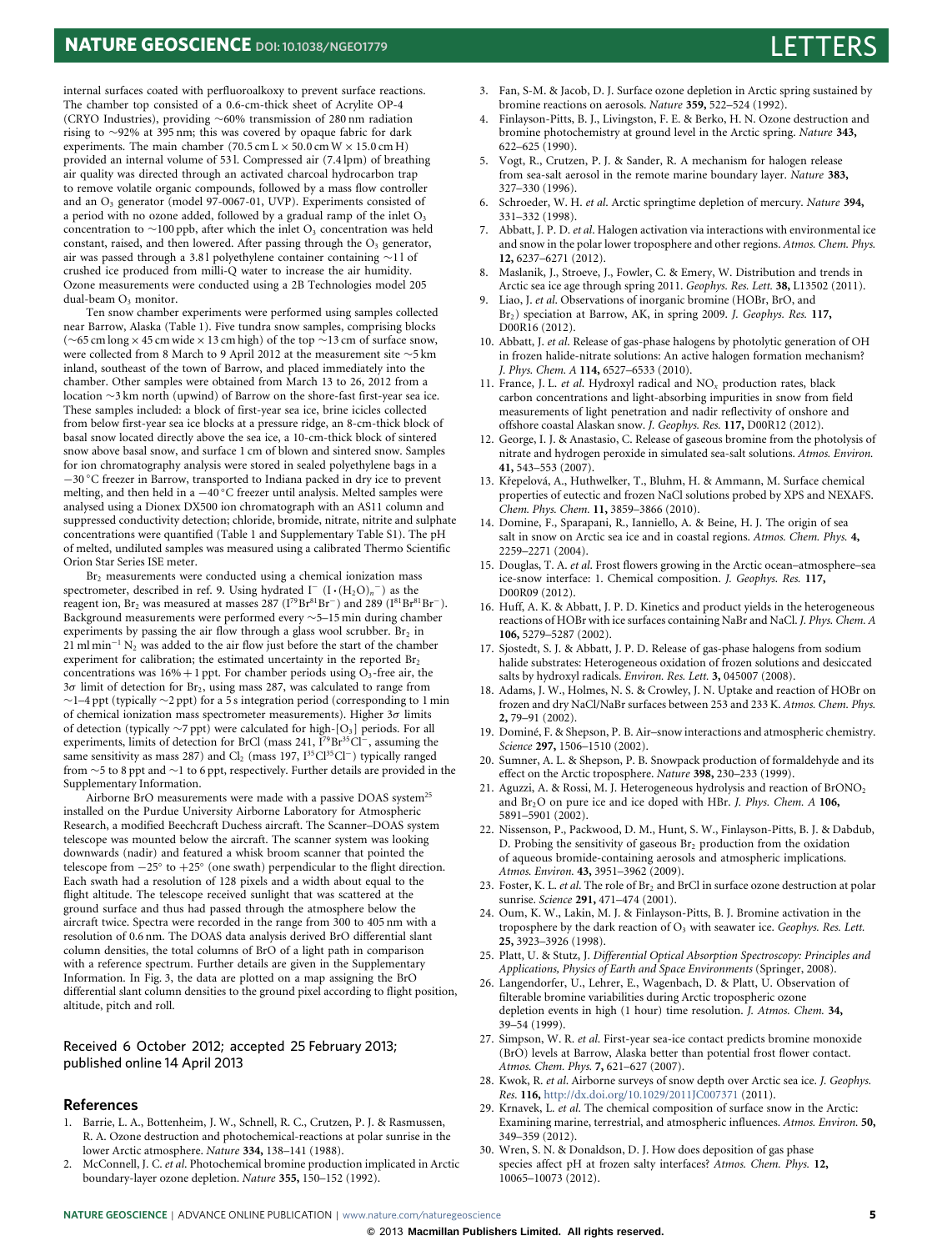internal surfaces coated with perfluoroalkoxy to prevent surface reactions. The chamber top consisted of a 0.6-cm-thick sheet of Acrylite OP-4 (CRYO Industries), providing ~60% transmission of 280 nm radiation rising to ~92% at 395 nm; this was covered by opaque fabric for dark experiments. The main chamber (70.5 cm L × 50.0 cm W × 15.0 cm H) provided an internal volume of 53 l. Compressed air (7.4 lpm) of breathing air quality was directed through an activated charcoal hydrocarbon trap to remove volatile organic compounds, followed by a mass flow controller and an $O_3$ generator (model 97-0067-01, UVP). Experiments consisted of a period with no ozone added, followed by a gradual ramp of the inlet $O_3$ concentration to ~100 ppb, after which the inlet $O_3$ concentration was held constant, raised, and then lowered. After passing through the $O_3$ generator, air was passed through a 3.8 l polyethylene container containing ~1 l of crushed ice produced from milli-Q water to increase the air humidity. Ozone measurements were conducted using a 2B Technologies model 205 dual-beam $O_3$ monitor.

Ten snow chamber experiments were performed using samples collected near Barrow, Alaska (Table 1). Five tundra snow samples, comprising blocks (~65 cm long × 45 cm wide × 13 cm high) of the top ~13 cm of surface snow, were collected from 8 March to 9 April 2012 at the measurement site ~5 km inland, southeast of the town of Barrow, and placed immediately into the chamber. Other samples were obtained from March 13 to 26, 2012 from a location ~3 km north (upwind) of Barrow on the shore-fast first-year sea ice. These samples included: a block of first-year sea ice, brine icicles collected from below first-year sea ice blocks at a pressure ridge, an 8-cm-thick block of basal snow located directly above the sea ice, a 10-cm-thick block of sintered snow above basal snow, and surface 1 cm of blown and sintered snow. Samples for ion chromatography analysis were stored in sealed polyethylene bags in a −30 °C freezer in Barrow, transported to Indiana packed in dry ice to prevent melting, and then held in a −40 °C freezer until analysis. Melted samples were analysed using a Dionex DX500 ion chromatograph with an AS11 column and suppressed conductivity detection; chloride, bromide, nitrate, nitrite and sulphate concentrations were quantified (Table 1 and Supplementary Table S1). The pH of melted, undiluted samples was measured using a calibrated Thermo Scientific Orion Star Series ISE meter.

$Br_2$ measurements were conducted using a chemical ionization mass spectrometer, described in ref. 9. Using hydrated $I^-$ $(I\cdot(H_2O)_n{}^-)$ as the reagent ion, $Br_2$ was measured at masses 287 ($I^{79}Br^{81}Br^-$) and 289 ($I^{81}Br^{81}Br^-$). Background measurements were performed every ~5–15 min during chamber experiments by passing the air flow through a glass wool scrubber. $Br_2$ in 21 ml $min^{-1}$ $N_2$ was added to the air flow just before the start of the chamber experiment for calibration; the estimated uncertainty in the reported $Br_2$ concentrations was 16% + 1 ppt. For chamber periods using $O_3$-free air, the $3\sigma$ limit of detection for $Br_2$, using mass 287, was calculated to range from ~1–4 ppt (typically ~2 ppt) for a 5 s integration period (corresponding to 1 min of chemical ionization mass spectrometer measurements). Higher $3\sigma$ limits of detection (typically ~7 ppt) were calculated for high-[$O_3$] periods. For all experiments, limits of detection for BrCl (mass 241, $I^{79}Br^{35}Cl^-$, assuming the same sensitivity as mass 287) and $Cl_2$ (mass 197, $I^{35}Cl^{35}Cl^-$) typically ranged from ~5 to 8 ppt and ~1 to 6 ppt, respectively. Further details are provided in the Supplementary Information.

Airborne BrO measurements were made with a passive DOAS system[25] installed on the Purdue University Airborne Laboratory for Atmospheric Research, a modified Beechcraft Duchess aircraft. The Scanner–DOAS system telescope was mounted below the aircraft. The scanner system was looking downwards (nadir) and featured a whisk broom scanner that pointed the telescope from −25° to +25° (one swath) perpendicular to the flight direction. Each swath had a resolution of 128 pixels and a width about equal to the flight altitude. The telescope received sunlight that was scattered at the ground surface and thus had passed through the atmosphere below the aircraft twice. Spectra were recorded in the range from 300 to 405 nm with a resolution of 0.6 nm. The DOAS data analysis derived BrO differential slant column densities, the total columns of BrO of a light path in comparison with a reference spectrum. Further details are given in the Supplementary Information. In Fig. 3, the data are plotted on a map assigning the BrO differential slant column densities to the ground pixel according to flight position, altitude, pitch and roll.

Received 6 October 2012; accepted 25 February 2013; published online 14 April 2013

## References

1. Barrie, L. A., Bottenheim, J. W., Schnell, R. C., Crutzen, P. J. & Rasmussen, R. A. Ozone destruction and photochemical-reactions at polar sunrise in the lower Arctic atmosphere. *Nature* **334,** 138–141 (1988).
2. McConnell, J. C. *et al.* Photochemical bromine production implicated in Arctic boundary-layer ozone depletion. *Nature* **355,** 150–152 (1992).
3. Fan, S-M. & Jacob, D. J. Surface ozone depletion in Arctic spring sustained by bromine reactions on aerosols. *Nature* **359,** 522–524 (1992).
4. Finlayson-Pitts, B. J., Livingston, F. E. & Berko, H. N. Ozone destruction and bromine photochemistry at ground level in the Arctic spring. *Nature* **343,** 622–625 (1990).
5. Vogt, R., Crutzen, P. J. & Sander, R. A mechanism for halogen release from sea-salt aerosol in the remote marine boundary layer. *Nature* **383,** 327–330 (1996).
6. Schroeder, W. H. *et al.* Arctic springtime depletion of mercury. *Nature* **394,** 331–332 (1998).
7. Abbatt, J. P. D. *et al.* Halogen activation via interactions with environmental ice and snow in the polar lower troposphere and other regions. *Atmos. Chem. Phys.* **12,** 6237–6271 (2012).
8. Maslanik, J., Stroeve, J., Fowler, C. & Emery, W. Distribution and trends in Arctic sea ice age through spring 2011. *Geophys. Res. Lett.* **38,** L13502 (2011).
9. Liao, J. *et al.* Observations of inorganic bromine (HOBr, BrO, and $Br_2$) speciation at Barrow, AK, in spring 2009. *J. Geophys. Res.* **117,** D00R16 (2012).
10. Abbatt, J. *et al.* Release of gas-phase halogens by photolytic generation of OH in frozen halide-nitrate solutions: An active halogen formation mechanism? *J. Phys. Chem. A* **114,** 6527–6533 (2010).
11. France, J. L. *et al.* Hydroxyl radical and $NO_x$ production rates, black carbon concentrations and light-absorbing impurities in snow from field measurements of light penetration and nadir reflectivity of onshore and offshore coastal Alaskan snow. *J. Geophys. Res.* **117,** D00R12 (2012).
12. George, I. J. & Anastasio, C. Release of gaseous bromine from the photolysis of nitrate and hydrogen peroxide in simulated sea-salt solutions. *Atmos. Environ.* **41,** 543–553 (2007).
13. Křepelová, A., Huthwelker, T., Bluhm, H. & Ammann, M. Surface chemical properties of eutectic and frozen NaCl solutions probed by XPS and NEXAFS. *Chem. Phys. Chem.* **11,** 3859–3866 (2010).
14. Domine, F., Sparapani, R., Ianniello, A. & Beine, H. J. The origin of sea salt in snow on Arctic sea ice and in coastal regions. *Atmos. Chem. Phys.* **4,** 2259–2271 (2004).
15. Douglas, T. A. *et al.* Frost flowers growing in the Arctic ocean–atmosphere–sea ice-snow interface: 1. Chemical composition. *J. Geophys. Res.* **117,** D00R09 (2012).
16. Huff, A. K. & Abbatt, J. P. D. Kinetics and product yields in the heterogeneous reactions of HOBr with ice surfaces containing NaBr and NaCl. *J. Phys. Chem. A* **106,** 5279–5287 (2002).
17. Sjostedt, S. J. & Abbatt, J. P. D. Release of gas-phase halogens from sodium halide substrates: Heterogeneous oxidation of frozen solutions and desiccated salts by hydroxyl radicals. *Environ. Res. Lett.* **3,** 045007 (2008).
18. Adams, J. W., Holmes, N. S. & Crowley, J. N. Uptake and reaction of HOBr on frozen and dry NaCl/NaBr surfaces between 253 and 233 K. *Atmos. Chem. Phys.* **2,** 79–91 (2002).
19. Dominé, F. & Shepson, P. B. Air–snow interactions and atmospheric chemistry. *Science* **297,** 1506–1510 (2002).
20. Sumner, A. L. & Shepson, P. B. Snowpack production of formaldehyde and its effect on the Arctic troposphere. *Nature* **398,** 230–233 (1999).
21. Aguzzi, A. & Rossi, M. J. Heterogeneous hydrolysis and reaction of $BrONO_2$ and $Br_2O$ on pure ice and ice doped with HBr. *J. Phys. Chem. A* **106,** 5891–5901 (2002).
22. Nissenson, P., Packwood, D. M., Hunt, S. W., Finlayson-Pitts, B. J. & Dabdub, D. Probing the sensitivity of gaseous $Br_2$ production from the oxidation of aqueous bromide-containing aerosols and atmospheric implications. *Atmos. Environ.* **43,** 3951–3962 (2009).
23. Foster, K. L. *et al.* The role of $Br_2$ and BrCl in surface ozone destruction at polar sunrise. *Science* **291,** 471–474 (2001).
24. Oum, K. W., Lakin, M. J. & Finlayson-Pitts, B. J. Bromine activation in the troposphere by the dark reaction of $O_3$ with seawater ice. *Geophys. Res. Lett.* **25,** 3923–3926 (1998).
25. Platt, U. & Stutz, J. *Differential Optical Absorption Spectroscopy: Principles and Applications, Physics of Earth and Space Environments* (Springer, 2008).
26. Langendorfer, U., Lehrer, E., Wagenbach, D. & Platt, U. Observation of filterable bromine variabilities during Arctic tropospheric ozone depletion events in high (1 hour) time resolution. *J. Atmos. Chem.* **34,** 39–54 (1999).
27. Simpson, W. R. *et al.* First-year sea-ice contact predicts bromine monoxide (BrO) levels at Barrow, Alaska better than potential frost flower contact. *Atmos. Chem. Phys.* **7,** 621–627 (2007).
28. Kwok, R. *et al.* Airborne surveys of snow depth over Arctic sea ice. *J. Geophys. Res.* **116,** http://dx.doi.org/10.1029/2011JC007371 (2011).
29. Krnavek, L. *et al.* The chemical composition of surface snow in the Arctic: Examining marine, terrestrial, and atmospheric influences. *Atmos. Environ.* **50,** 349–359 (2012).
30. Wren, S. N. & Donaldson, D. J. How does deposition of gas phase species affect pH at frozen salty interfaces? *Atmos. Chem. Phys.* **12,** 10065–10073 (2012).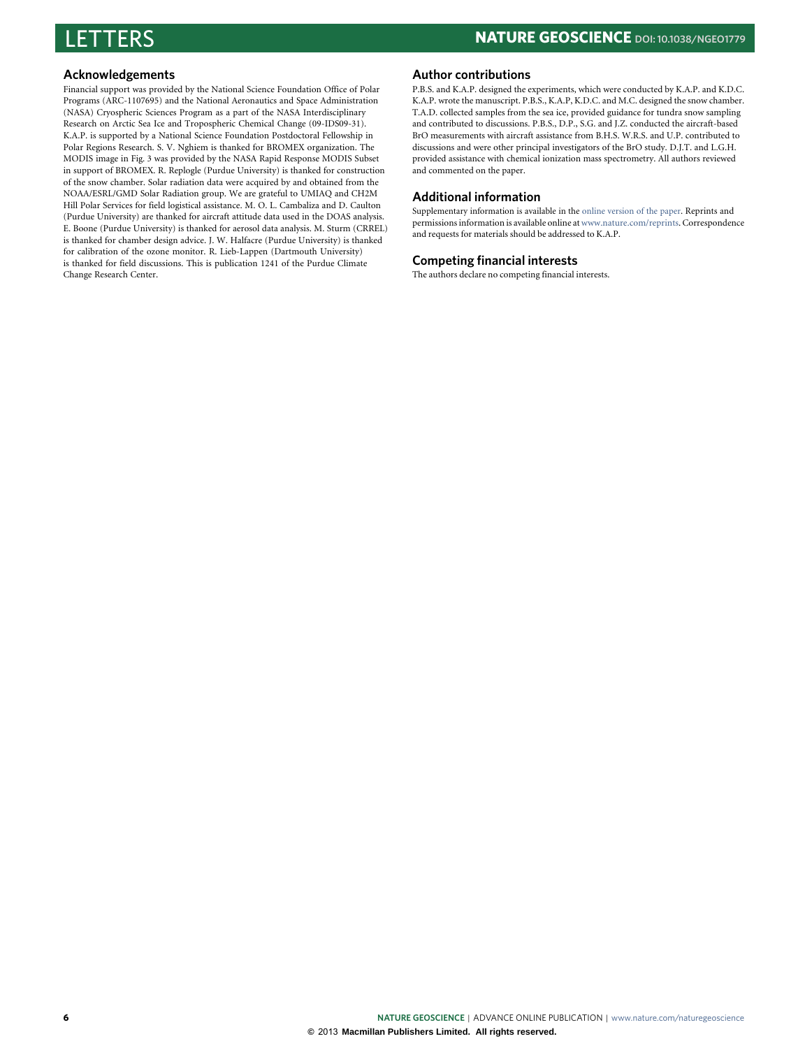## Acknowledgements

Financial support was provided by the National Science Foundation Office of Polar Programs (ARC-1107695) and the National Aeronautics and Space Administration (NASA) Cryospheric Sciences Program as a part of the NASA Interdisciplinary Research on Arctic Sea Ice and Tropospheric Chemical Change (09-IDS09-31). K.A.P. is supported by a National Science Foundation Postdoctoral Fellowship in Polar Regions Research. S. V. Nghiem is thanked for BROMEX organization. The MODIS image in Fig. 3 was provided by the NASA Rapid Response MODIS Subset in support of BROMEX. R. Replogle (Purdue University) is thanked for construction of the snow chamber. Solar radiation data were acquired by and obtained from the NOAA/ESRL/GMD Solar Radiation group. We are grateful to UMIAQ and CH2M Hill Polar Services for field logistical assistance. M. O. L. Cambaliza and D. Caulton (Purdue University) are thanked for aircraft attitude data used in the DOAS analysis. E. Boone (Purdue University) is thanked for aerosol data analysis. M. Sturm (CRREL) is thanked for chamber design advice. J. W. Halfacre (Purdue University) is thanked for calibration of the ozone monitor. R. Lieb-Lappen (Dartmouth University) is thanked for field discussions. This is publication 1241 of the Purdue Climate Change Research Center.

## Author contributions

P.B.S. and K.A.P. designed the experiments, which were conducted by K.A.P. and K.D.C. K.A.P. wrote the manuscript. P.B.S., K.A.P, K.D.C. and M.C. designed the snow chamber. T.A.D. collected samples from the sea ice, provided guidance for tundra snow sampling and contributed to discussions. P.B.S., D.P., S.G. and J.Z. conducted the aircraft-based BrO measurements with aircraft assistance from B.H.S. W.R.S. and U.P. contributed to discussions and were other principal investigators of the BrO study. D.J.T. and L.G.H. provided assistance with chemical ionization mass spectrometry. All authors reviewed and commented on the paper.

## Additional information

Supplementary information is available in the online version of the paper. Reprints and permissions information is available online at www.nature.com/reprints. Correspondence and requests for materials should be addressed to K.A.P.

## Competing financial interests

The authors declare no competing financial interests.